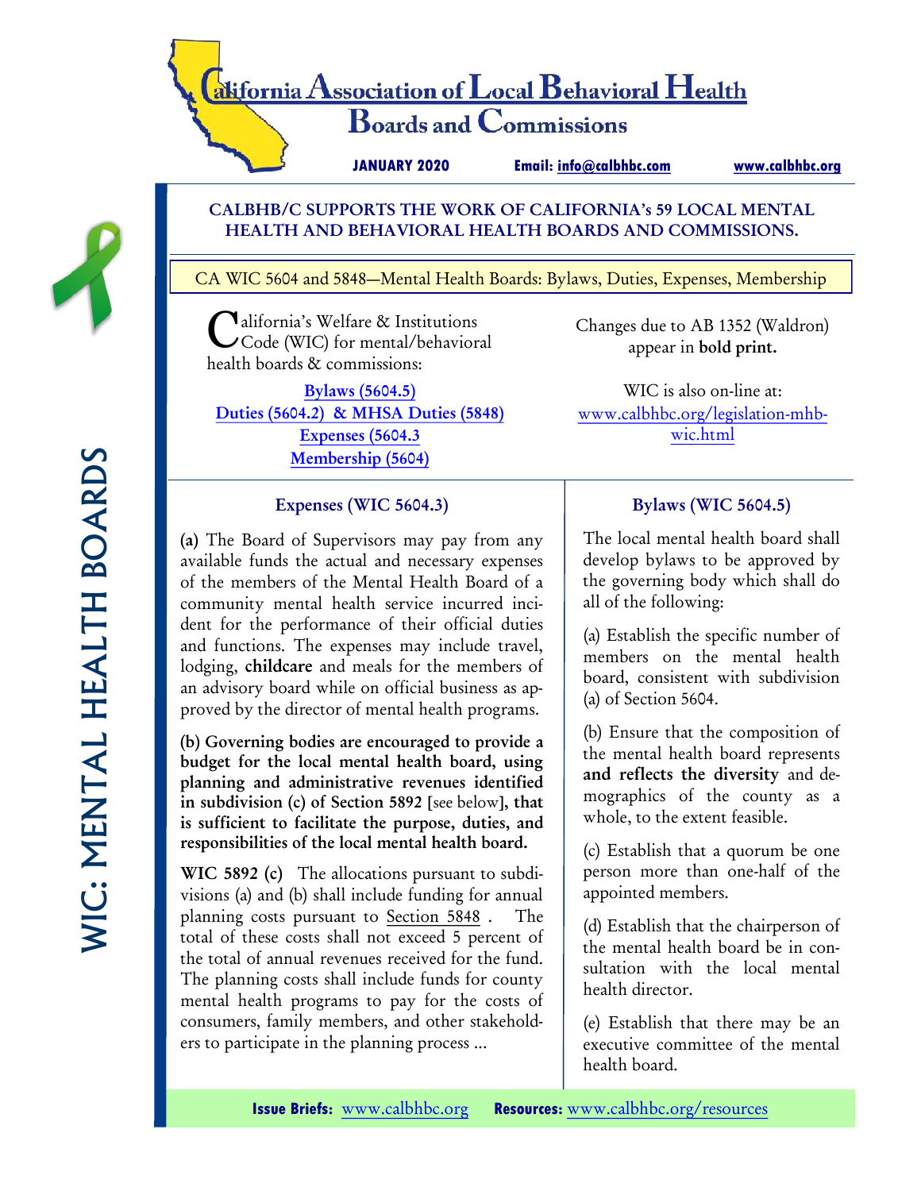# California Association of Local Behavioral Health Boards and Commissions

**JANUARY 2020** Email: info@calbhbc.com www.calbhbc.org

**WIC: MENTAL HEALTH BOARDS**

## CALBHB/C SUPPORTS THE WORK OF CALIFORNIA's 59 LOCAL MENTAL HEALTH AND BEHAVIORAL HEALTH BOARDS AND COMMISSIONS.

### CA WIC 5604 and 5848—Mental Health Boards: Bylaws, Duties, Expenses, Membership

California's Welfare & Institutions Code (WIC) for mental/behavioral health boards & commissions:

- Bylaws (5604.5)
- Duties (5604.2) & MHSA Duties (5848)
- Expenses (5604.3
- Membership (5604)

Changes due to AB 1352 (Waldron) appear in **bold print.**

WIC is also on-line at: www.calbhbc.org/legislation-mhb-wic.html

### Expenses (WIC 5604.3)

(a) The Board of Supervisors may pay from any available funds the actual and necessary expenses of the members of the Mental Health Board of a community mental health service incurred incident for the performance of their official duties and functions. The expenses may include travel, lodging, **childcare** and meals for the members of an advisory board while on official business as approved by the director of mental health programs.

**(b) Governing bodies are encouraged to provide a budget for the local mental health board, using planning and administrative revenues identified in subdivision (c) of Section 5892** [see below]**, that is sufficient to facilitate the purpose, duties, and responsibilities of the local mental health board.**

**WIC 5892 (c)** The allocations pursuant to subdivisions (a) and (b) shall include funding for annual planning costs pursuant to Section 5848 . The total of these costs shall not exceed 5 percent of the total of annual revenues received for the fund. The planning costs shall include funds for county mental health programs to pay for the costs of consumers, family members, and other stakeholders to participate in the planning process ...

### Bylaws (WIC 5604.5)

The local mental health board shall develop bylaws to be approved by the governing body which shall do all of the following:

(a) Establish the specific number of members on the mental health board, consistent with subdivision (a) of Section 5604.

(b) Ensure that the composition of the mental health board represents **and reflects the diversity** and demographics of the county as a whole, to the extent feasible.

(c) Establish that a quorum be one person more than one-half of the appointed members.

(d) Establish that the chairperson of the mental health board be in consultation with the local mental health director.

(e) Establish that there may be an executive committee of the mental health board.

**Issue Briefs:** www.calbhbc.org **Resources:** www.calbhbc.org/resources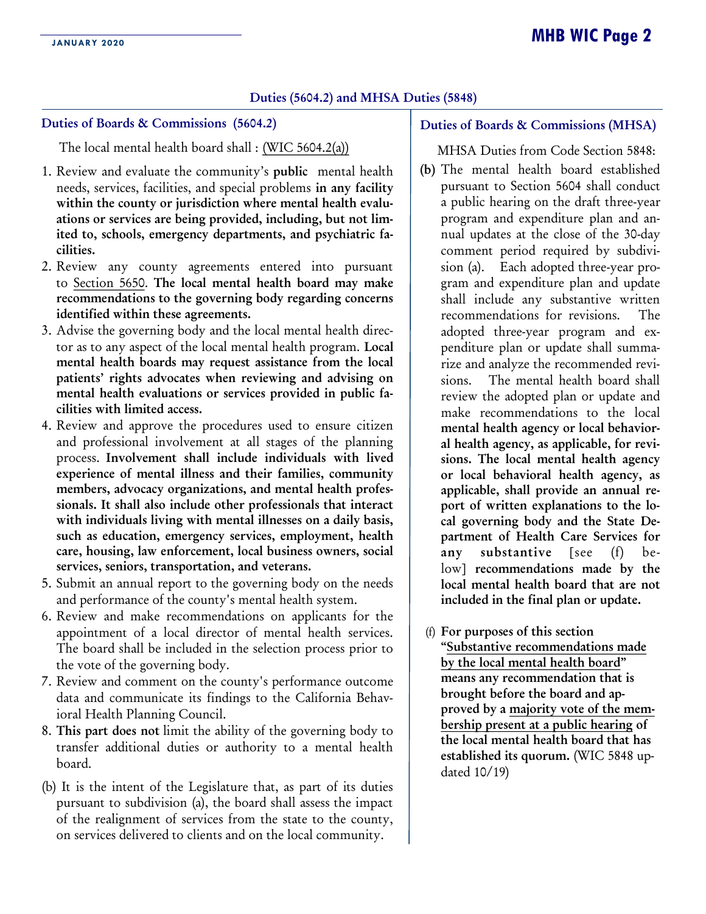## Duties (5604.2) and MHSA Duties (5848)

### Duties of Boards & Commissions (5604.2)

The local mental health board shall : (WIC 5604.2(a))

1. Review and evaluate the community's **public** mental health needs, services, facilities, and special problems **in any facility within the county or jurisdiction where mental health evaluations or services are being provided, including, but not limited to, schools, emergency departments, and psychiatric facilities.**
2. Review any county agreements entered into pursuant to Section 5650. **The local mental health board may make recommendations to the governing body regarding concerns identified within these agreements.**
3. Advise the governing body and the local mental health director as to any aspect of the local mental health program. **Local mental health boards may request assistance from the local patients' rights advocates when reviewing and advising on mental health evaluations or services provided in public facilities with limited access.**
4. Review and approve the procedures used to ensure citizen and professional involvement at all stages of the planning process. **Involvement shall include individuals with lived experience of mental illness and their families, community members, advocacy organizations, and mental health professionals. It shall also include other professionals that interact with individuals living with mental illnesses on a daily basis, such as education, emergency services, employment, health care, housing, law enforcement, local business owners, social services, seniors, transportation, and veterans.**
5. Submit an annual report to the governing body on the needs and performance of the county's mental health system.
6. Review and make recommendations on applicants for the appointment of a local director of mental health services. The board shall be included in the selection process prior to the vote of the governing body.
7. Review and comment on the county's performance outcome data and communicate its findings to the California Behavioral Health Planning Council.
8. **This part does not** limit the ability of the governing body to transfer additional duties or authority to a mental health board.

(b) It is the intent of the Legislature that, as part of its duties pursuant to subdivision (a), the board shall assess the impact of the realignment of services from the state to the county, on services delivered to clients and on the local community.

### Duties of Boards & Commissions (MHSA)

MHSA Duties from Code Section 5848:

**(b)** The mental health board established pursuant to Section 5604 shall conduct a public hearing on the draft three-year program and expenditure plan and annual updates at the close of the 30-day comment period required by subdivision (a). Each adopted three-year program and expenditure plan and update shall include any substantive written recommendations for revisions. The adopted three-year program and expenditure plan or update shall summarize and analyze the recommended revisions. The mental health board shall review the adopted plan or update and make recommendations to the local **mental health agency or local behavioral health agency, as applicable, for revisions. The local mental health agency or local behavioral health agency, as applicable, shall provide an annual report of written explanations to the local governing body and the State Department of Health Care Services for any substantive** [see (f) below] **recommendations made by the local mental health board that are not included in the final plan or update.**

(f) **For purposes of this section "Substantive recommendations made by the local mental health board" means any recommendation that is brought before the board and approved by a majority vote of the membership present at a public hearing of the local mental health board that has established its quorum.** (WIC 5848 updated 10/19)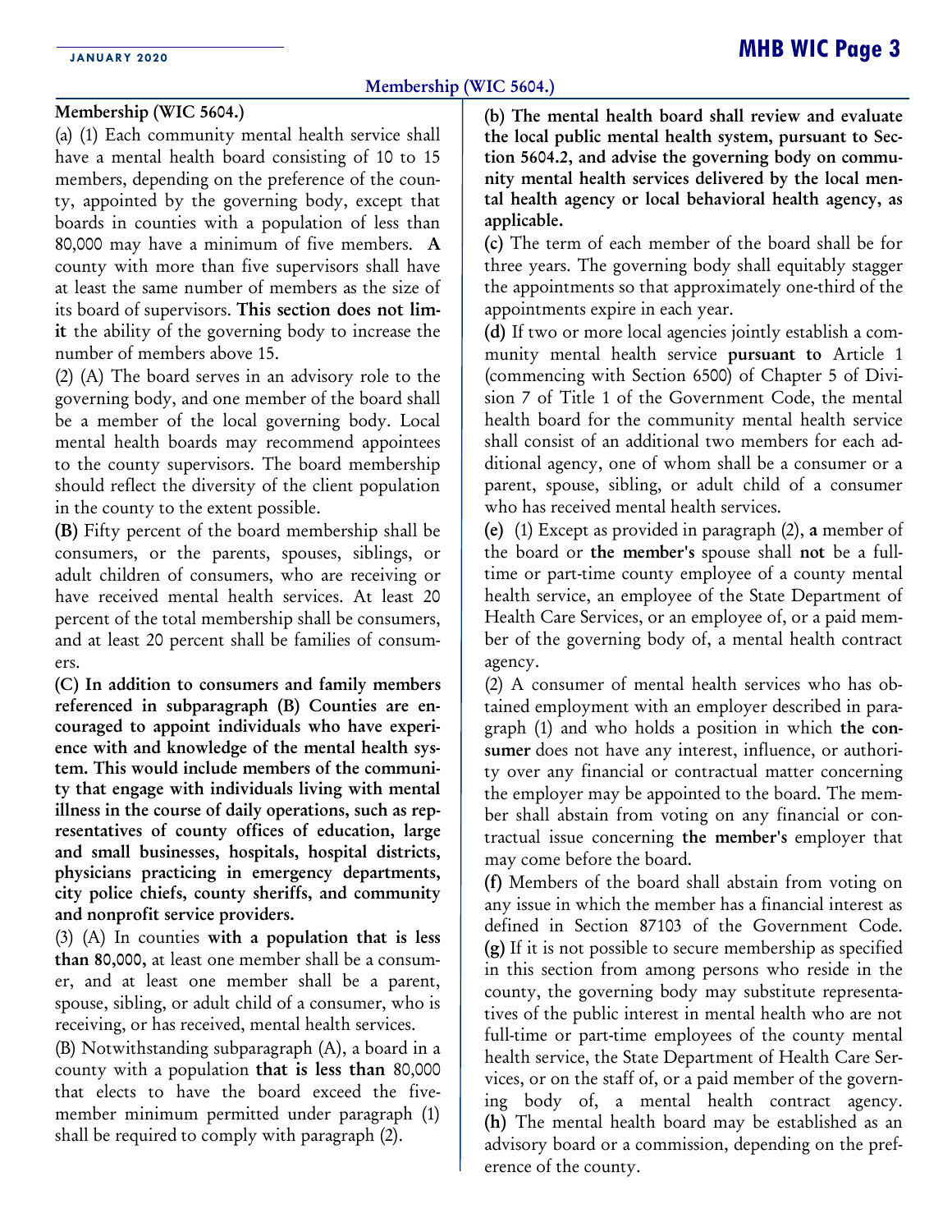## Membership (WIC 5604.)

**Membership (WIC 5604.)**

(a) (1) Each community mental health service shall have a mental health board consisting of 10 to 15 members, depending on the preference of the county, appointed by the governing body, except that boards in counties with a population of less than 80,000 may have a minimum of five members. **A** county with more than five supervisors shall have at least the same number of members as the size of its board of supervisors. **This section does not limit** the ability of the governing body to increase the number of members above 15.

(2) (A) The board serves in an advisory role to the governing body, and one member of the board shall be a member of the local governing body. Local mental health boards may recommend appointees to the county supervisors. The board membership should reflect the diversity of the client population in the county to the extent possible.

**(B)** Fifty percent of the board membership shall be consumers, or the parents, spouses, siblings, or adult children of consumers, who are receiving or have received mental health services. At least 20 percent of the total membership shall be consumers, and at least 20 percent shall be families of consumers.

**(C) In addition to consumers and family members referenced in subparagraph (B) Counties are encouraged to appoint individuals who have experience with and knowledge of the mental health system. This would include members of the community that engage with individuals living with mental illness in the course of daily operations, such as representatives of county offices of education, large and small businesses, hospitals, hospital districts, physicians practicing in emergency departments, city police chiefs, county sheriffs, and community and nonprofit service providers.**

(3) (A) In counties **with a population that is less than 80,000,** at least one member shall be a consumer, and at least one member shall be a parent, spouse, sibling, or adult child of a consumer, who is receiving, or has received, mental health services.

(B) Notwithstanding subparagraph (A), a board in a county with a population **that is less than** 80,000 that elects to have the board exceed the five-member minimum permitted under paragraph (1) shall be required to comply with paragraph (2).

**(b) The mental health board shall review and evaluate the local public mental health system, pursuant to Section 5604.2, and advise the governing body on community mental health services delivered by the local mental health agency or local behavioral health agency, as applicable.**

**(c)** The term of each member of the board shall be for three years. The governing body shall equitably stagger the appointments so that approximately one-third of the appointments expire in each year.

**(d)** If two or more local agencies jointly establish a community mental health service **pursuant to** Article 1 (commencing with Section 6500) of Chapter 5 of Division 7 of Title 1 of the Government Code, the mental health board for the community mental health service shall consist of an additional two members for each additional agency, one of whom shall be a consumer or a parent, spouse, sibling, or adult child of a consumer who has received mental health services.

**(e)** (1) Except as provided in paragraph (2), **a** member of the board or **the member's** spouse shall **not** be a full-time or part-time county employee of a county mental health service, an employee of the State Department of Health Care Services, or an employee of, or a paid member of the governing body of, a mental health contract agency.

(2) A consumer of mental health services who has obtained employment with an employer described in paragraph (1) and who holds a position in which **the consumer** does not have any interest, influence, or authority over any financial or contractual matter concerning the employer may be appointed to the board. The member shall abstain from voting on any financial or contractual issue concerning **the member's** employer that may come before the board.

**(f)** Members of the board shall abstain from voting on any issue in which the member has a financial interest as defined in Section 87103 of the Government Code.

**(g)** If it is not possible to secure membership as specified in this section from among persons who reside in the county, the governing body may substitute representatives of the public interest in mental health who are not full-time or part-time employees of the county mental health service, the State Department of Health Care Services, or on the staff of, or a paid member of the governing body of, a mental health contract agency.

**(h)** The mental health board may be established as an advisory board or a commission, depending on the preference of the county.